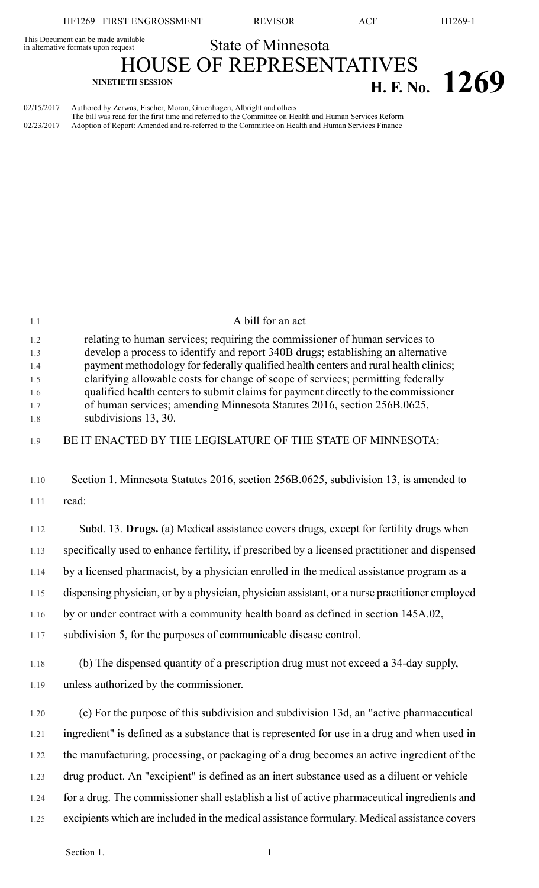This Document can be made available in alternative formats upon request

# State of Minnesota
# HOUSE OF REPRESENTATIVES

**NINETIETH SESSION** **H. F. No. 1269**

02/15/2017 Authored by Zerwas, Fischer, Moran, Gruenhagen, Albright and others
The bill was read for the first time and referred to the Committee on Health and Human Services Reform
02/23/2017 Adoption of Report: Amended and re-referred to the Committee on Health and Human Services Finance

A bill for an act

relating to human services; requiring the commissioner of human services to develop a process to identify and report 340B drugs; establishing an alternative payment methodology for federally qualified health centers and rural health clinics; clarifying allowable costs for change of scope of services; permitting federally qualified health centers to submit claims for payment directly to the commissioner of human services; amending Minnesota Statutes 2016, section 256B.0625, subdivisions 13, 30.

BE IT ENACTED BY THE LEGISLATURE OF THE STATE OF MINNESOTA:

Section 1. Minnesota Statutes 2016, section 256B.0625, subdivision 13, is amended to read:

Subd. 13. **Drugs.** (a) Medical assistance covers drugs, except for fertility drugs when specifically used to enhance fertility, if prescribed by a licensed practitioner and dispensed by a licensed pharmacist, by a physician enrolled in the medical assistance program as a dispensing physician, or by a physician, physician assistant, or a nurse practitioner employed by or under contract with a community health board as defined in section 145A.02, subdivision 5, for the purposes of communicable disease control.

(b) The dispensed quantity of a prescription drug must not exceed a 34-day supply, unless authorized by the commissioner.

(c) For the purpose of this subdivision and subdivision 13d, an "active pharmaceutical ingredient" is defined as a substance that is represented for use in a drug and when used in the manufacturing, processing, or packaging of a drug becomes an active ingredient of the drug product. An "excipient" is defined as an inert substance used as a diluent or vehicle for a drug. The commissioner shall establish a list of active pharmaceutical ingredients and excipients which are included in the medical assistance formulary. Medical assistance covers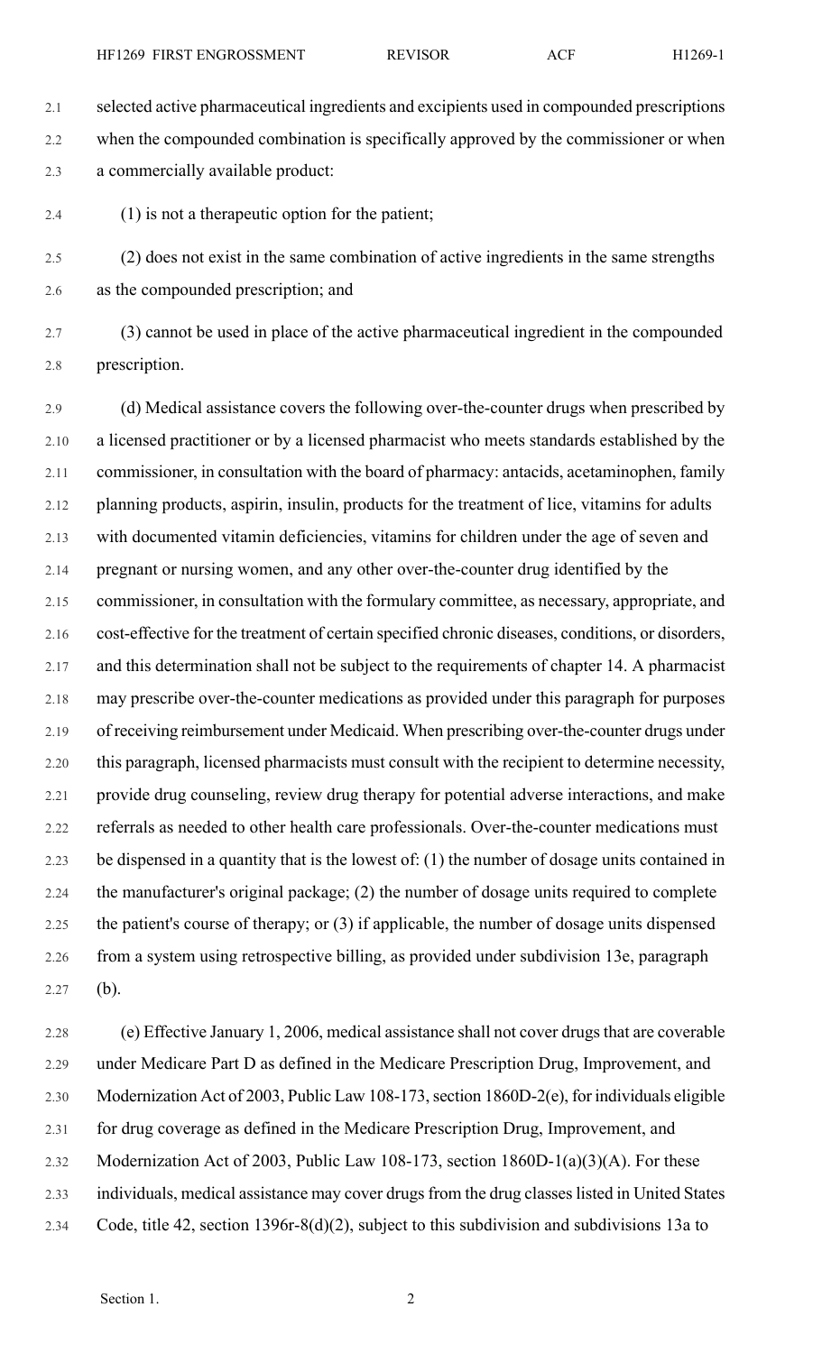selected active pharmaceutical ingredients and excipients used in compounded prescriptions when the compounded combination is specifically approved by the commissioner or when a commercially available product:

(1) is not a therapeutic option for the patient;

(2) does not exist in the same combination of active ingredients in the same strengths as the compounded prescription; and

(3) cannot be used in place of the active pharmaceutical ingredient in the compounded prescription.

(d) Medical assistance covers the following over-the-counter drugs when prescribed by a licensed practitioner or by a licensed pharmacist who meets standards established by the commissioner, in consultation with the board of pharmacy: antacids, acetaminophen, family planning products, aspirin, insulin, products for the treatment of lice, vitamins for adults with documented vitamin deficiencies, vitamins for children under the age of seven and pregnant or nursing women, and any other over-the-counter drug identified by the commissioner, in consultation with the formulary committee, as necessary, appropriate, and cost-effective for the treatment of certain specified chronic diseases, conditions, or disorders, and this determination shall not be subject to the requirements of chapter 14. A pharmacist may prescribe over-the-counter medications as provided under this paragraph for purposes of receiving reimbursement under Medicaid. When prescribing over-the-counter drugs under this paragraph, licensed pharmacists must consult with the recipient to determine necessity, provide drug counseling, review drug therapy for potential adverse interactions, and make referrals as needed to other health care professionals. Over-the-counter medications must be dispensed in a quantity that is the lowest of: (1) the number of dosage units contained in the manufacturer's original package; (2) the number of dosage units required to complete the patient's course of therapy; or (3) if applicable, the number of dosage units dispensed from a system using retrospective billing, as provided under subdivision 13e, paragraph (b).

(e) Effective January 1, 2006, medical assistance shall not cover drugs that are coverable under Medicare Part D as defined in the Medicare Prescription Drug, Improvement, and Modernization Act of 2003, Public Law 108-173, section 1860D-2(e), for individuals eligible for drug coverage as defined in the Medicare Prescription Drug, Improvement, and Modernization Act of 2003, Public Law 108-173, section 1860D-1(a)(3)(A). For these individuals, medical assistance may cover drugs from the drug classes listed in United States Code, title 42, section 1396r-8(d)(2), subject to this subdivision and subdivisions 13a to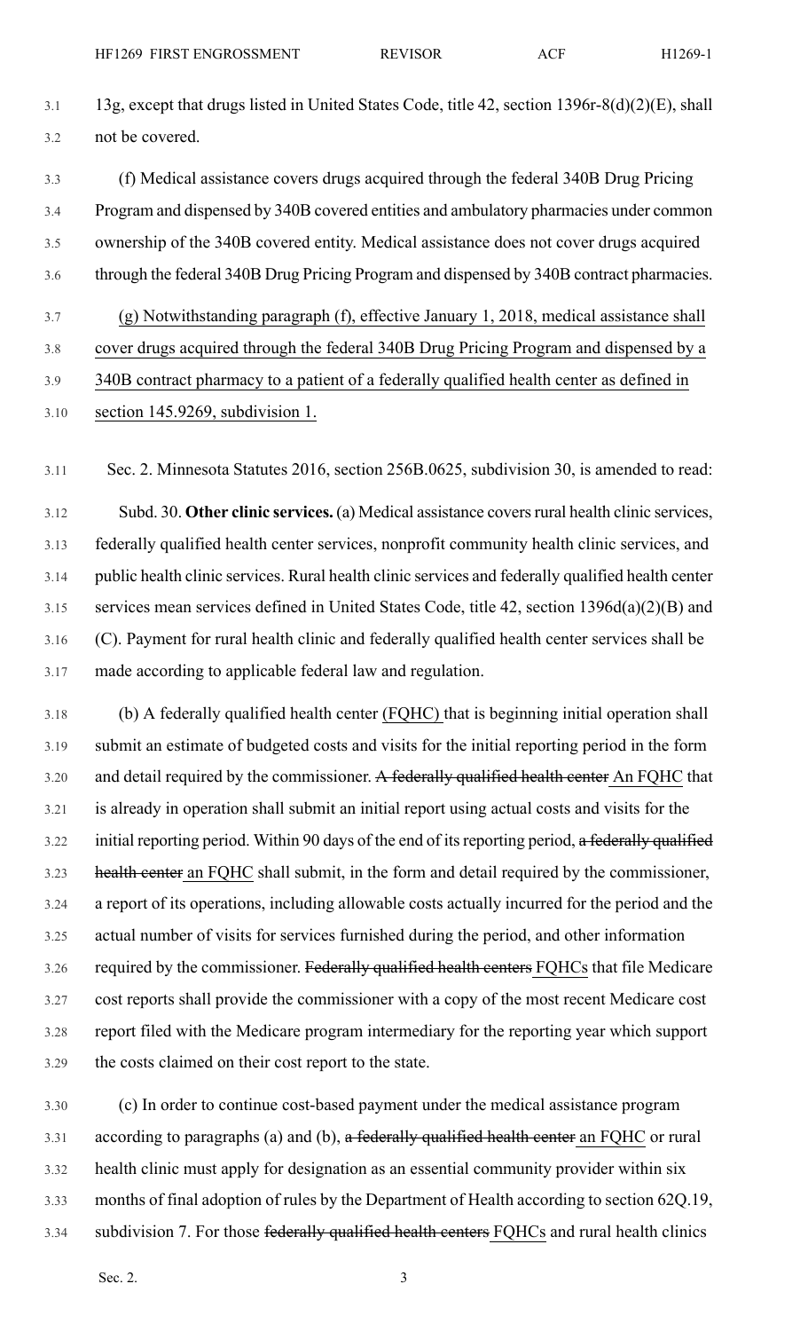13g, except that drugs listed in United States Code, title 42, section 1396r-8(d)(2)(E), shall not be covered.

(f) Medical assistance covers drugs acquired through the federal 340B Drug Pricing Program and dispensed by 340B covered entities and ambulatory pharmacies under common ownership of the 340B covered entity. Medical assistance does not cover drugs acquired through the federal 340B Drug Pricing Program and dispensed by 340B contract pharmacies.

(g) Notwithstanding paragraph (f), effective January 1, 2018, medical assistance shall cover drugs acquired through the federal 340B Drug Pricing Program and dispensed by a 340B contract pharmacy to a patient of a federally qualified health center as defined in section 145.9269, subdivision 1.

Sec. 2. Minnesota Statutes 2016, section 256B.0625, subdivision 30, is amended to read:

Subd. 30. **Other clinic services.** (a) Medical assistance covers rural health clinic services, federally qualified health center services, nonprofit community health clinic services, and public health clinic services. Rural health clinic services and federally qualified health center services mean services defined in United States Code, title 42, section 1396d(a)(2)(B) and (C). Payment for rural health clinic and federally qualified health center services shall be made according to applicable federal law and regulation.

(b) A federally qualified health center (FQHC) that is beginning initial operation shall submit an estimate of budgeted costs and visits for the initial reporting period in the form and detail required by the commissioner. ~~A federally qualified health center~~ An FQHC that is already in operation shall submit an initial report using actual costs and visits for the initial reporting period. Within 90 days of the end of its reporting period, ~~a federally qualified health center~~ an FQHC shall submit, in the form and detail required by the commissioner, a report of its operations, including allowable costs actually incurred for the period and the actual number of visits for services furnished during the period, and other information required by the commissioner. ~~Federally qualified health centers~~ FQHCs that file Medicare cost reports shall provide the commissioner with a copy of the most recent Medicare cost report filed with the Medicare program intermediary for the reporting year which support the costs claimed on their cost report to the state.

(c) In order to continue cost-based payment under the medical assistance program according to paragraphs (a) and (b), ~~a federally qualified health center~~ an FQHC or rural health clinic must apply for designation as an essential community provider within six months of final adoption of rules by the Department of Health according to section 62Q.19, subdivision 7. For those ~~federally qualified health centers~~ FQHCs and rural health clinics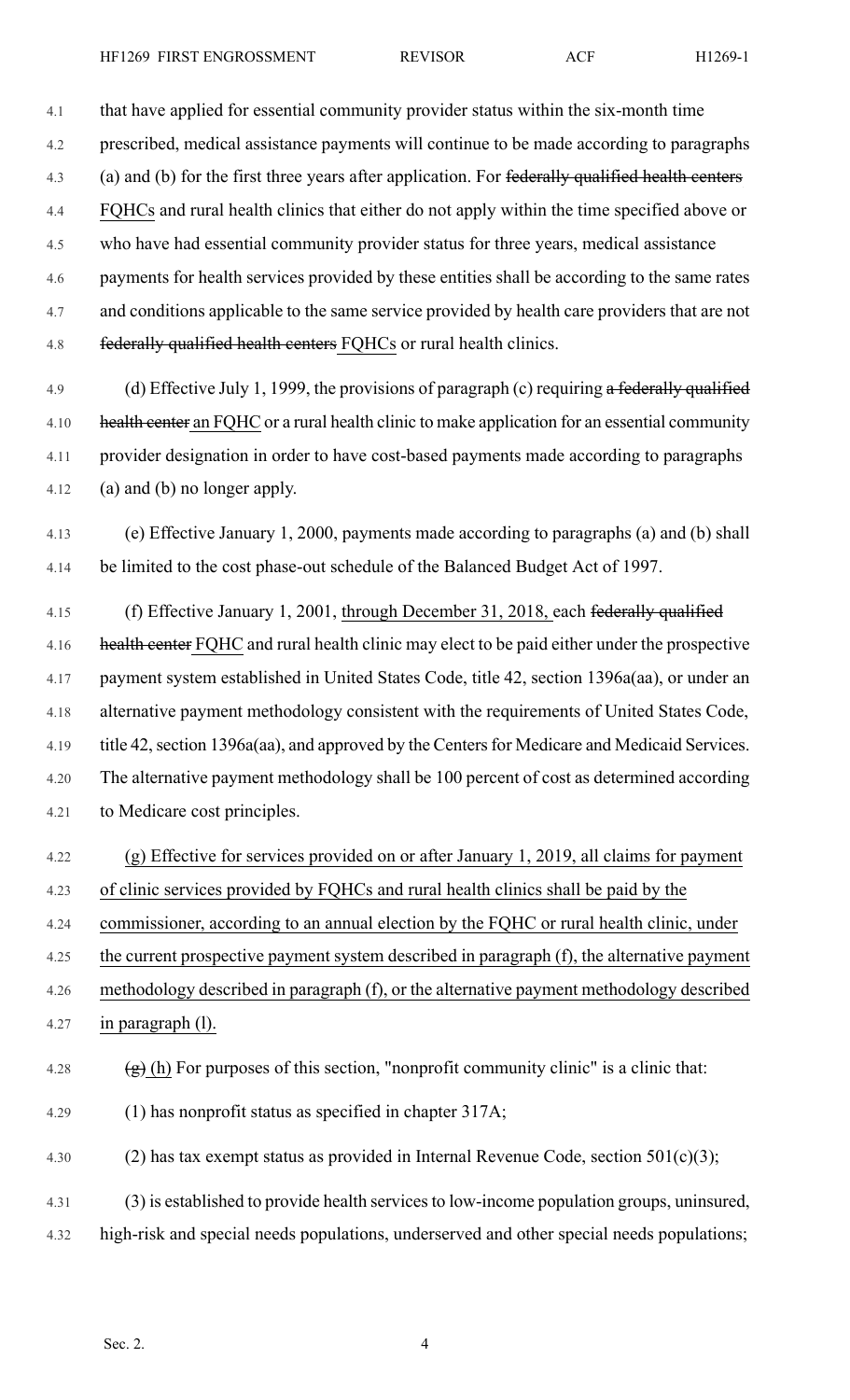that have applied for essential community provider status within the six-month time prescribed, medical assistance payments will continue to be made according to paragraphs (a) and (b) for the first three years after application. For ~~federally qualified health centers~~ FQHCs and rural health clinics that either do not apply within the time specified above or who have had essential community provider status for three years, medical assistance payments for health services provided by these entities shall be according to the same rates and conditions applicable to the same service provided by health care providers that are not ~~federally qualified health centers~~ FQHCs or rural health clinics.

(d) Effective July 1, 1999, the provisions of paragraph (c) requiring ~~a federally qualified health center~~ an FQHC or a rural health clinic to make application for an essential community provider designation in order to have cost-based payments made according to paragraphs (a) and (b) no longer apply.

(e) Effective January 1, 2000, payments made according to paragraphs (a) and (b) shall be limited to the cost phase-out schedule of the Balanced Budget Act of 1997.

(f) Effective January 1, 2001, through December 31, 2018, each ~~federally qualified health center~~ FQHC and rural health clinic may elect to be paid either under the prospective payment system established in United States Code, title 42, section 1396a(aa), or under an alternative payment methodology consistent with the requirements of United States Code, title 42, section 1396a(aa), and approved by the Centers for Medicare and Medicaid Services. The alternative payment methodology shall be 100 percent of cost as determined according to Medicare cost principles.

(g) Effective for services provided on or after January 1, 2019, all claims for payment of clinic services provided by FQHCs and rural health clinics shall be paid by the commissioner, according to an annual election by the FQHC or rural health clinic, under the current prospective payment system described in paragraph (f), the alternative payment methodology described in paragraph (f), or the alternative payment methodology described in paragraph (l).

~~(g)~~ (h) For purposes of this section, "nonprofit community clinic" is a clinic that:

(1) has nonprofit status as specified in chapter 317A;

(2) has tax exempt status as provided in Internal Revenue Code, section 501(c)(3);

(3) is established to provide health services to low-income population groups, uninsured, high-risk and special needs populations, underserved and other special needs populations;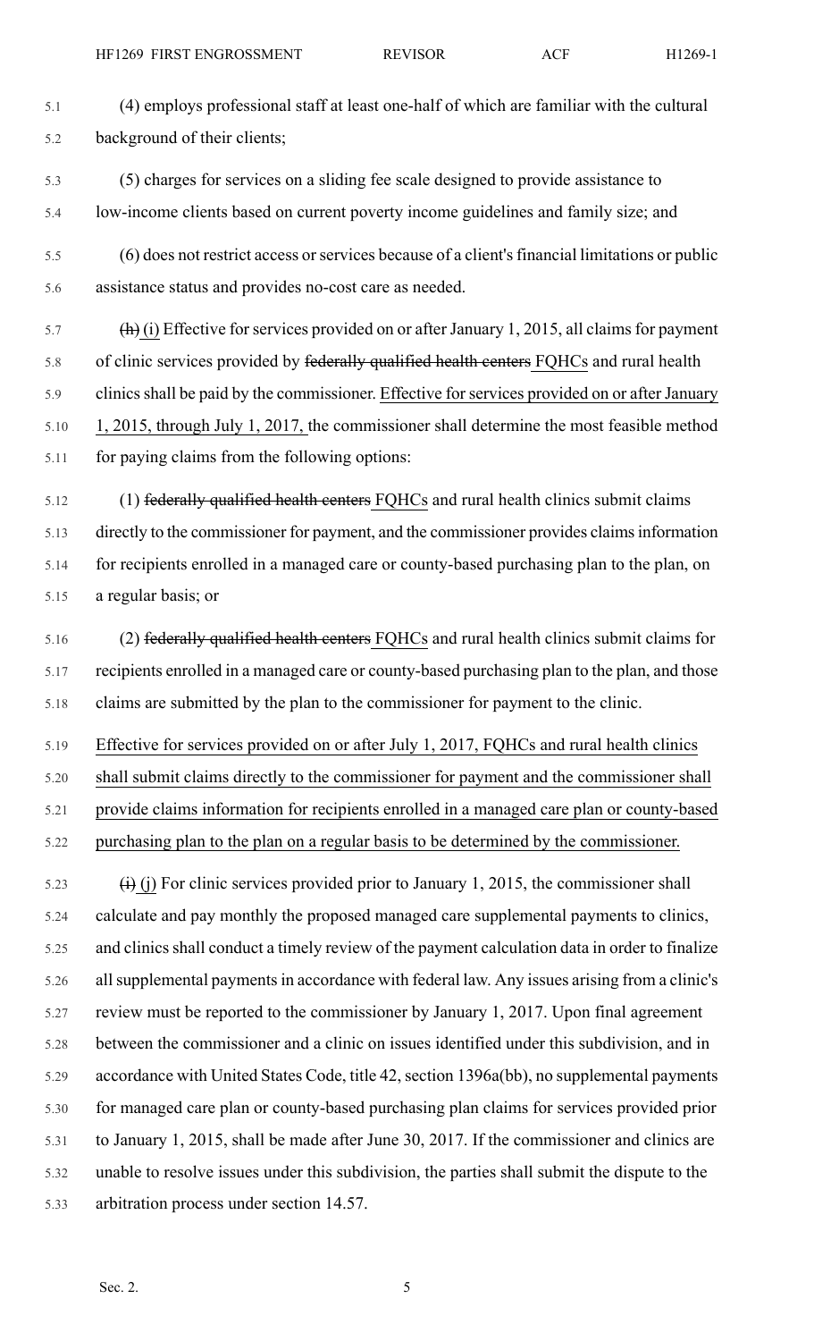(4) employs professional staff at least one-half of which are familiar with the cultural background of their clients;

(5) charges for services on a sliding fee scale designed to provide assistance to low-income clients based on current poverty income guidelines and family size; and

(6) does not restrict access or services because of a client's financial limitations or public assistance status and provides no-cost care as needed.

~~(h)~~ (i) Effective for services provided on or after January 1, 2015, all claims for payment of clinic services provided by ~~federally qualified health centers~~ FQHCs and rural health clinics shall be paid by the commissioner. Effective for services provided on or after January 1, 2015, through July 1, 2017, the commissioner shall determine the most feasible method for paying claims from the following options:

(1) ~~federally qualified health centers~~ FQHCs and rural health clinics submit claims directly to the commissioner for payment, and the commissioner provides claims information for recipients enrolled in a managed care or county-based purchasing plan to the plan, on a regular basis; or

(2) ~~federally qualified health centers~~ FQHCs and rural health clinics submit claims for recipients enrolled in a managed care or county-based purchasing plan to the plan, and those claims are submitted by the plan to the commissioner for payment to the clinic.

Effective for services provided on or after July 1, 2017, FQHCs and rural health clinics shall submit claims directly to the commissioner for payment and the commissioner shall provide claims information for recipients enrolled in a managed care plan or county-based purchasing plan to the plan on a regular basis to be determined by the commissioner.

~~(i)~~ (j) For clinic services provided prior to January 1, 2015, the commissioner shall calculate and pay monthly the proposed managed care supplemental payments to clinics, and clinics shall conduct a timely review of the payment calculation data in order to finalize all supplemental payments in accordance with federal law. Any issues arising from a clinic's review must be reported to the commissioner by January 1, 2017. Upon final agreement between the commissioner and a clinic on issues identified under this subdivision, and in accordance with United States Code, title 42, section 1396a(bb), no supplemental payments for managed care plan or county-based purchasing plan claims for services provided prior to January 1, 2015, shall be made after June 30, 2017. If the commissioner and clinics are unable to resolve issues under this subdivision, the parties shall submit the dispute to the arbitration process under section 14.57.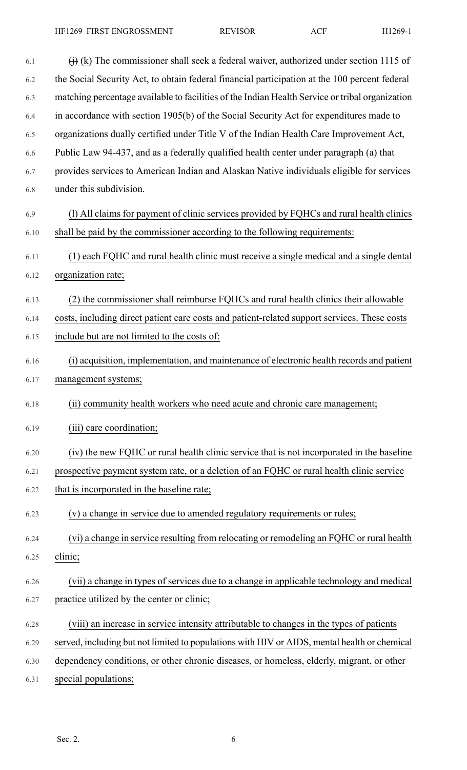~~(j)~~ (k) The commissioner shall seek a federal waiver, authorized under section 1115 of the Social Security Act, to obtain federal financial participation at the 100 percent federal matching percentage available to facilities of the Indian Health Service or tribal organization in accordance with section 1905(b) of the Social Security Act for expenditures made to organizations dually certified under Title V of the Indian Health Care Improvement Act, Public Law 94-437, and as a federally qualified health center under paragraph (a) that provides services to American Indian and Alaskan Native individuals eligible for services under this subdivision.

(l) All claims for payment of clinic services provided by FQHCs and rural health clinics shall be paid by the commissioner according to the following requirements:

(1) each FQHC and rural health clinic must receive a single medical and a single dental organization rate;

(2) the commissioner shall reimburse FQHCs and rural health clinics their allowable costs, including direct patient care costs and patient-related support services. These costs include but are not limited to the costs of:

(i) acquisition, implementation, and maintenance of electronic health records and patient management systems;

(ii) community health workers who need acute and chronic care management;

(iii) care coordination;

(iv) the new FQHC or rural health clinic service that is not incorporated in the baseline prospective payment system rate, or a deletion of an FQHC or rural health clinic service that is incorporated in the baseline rate;

(v) a change in service due to amended regulatory requirements or rules;

(vi) a change in service resulting from relocating or remodeling an FQHC or rural health clinic;

(vii) a change in types of services due to a change in applicable technology and medical practice utilized by the center or clinic;

(viii) an increase in service intensity attributable to changes in the types of patients served, including but not limited to populations with HIV or AIDS, mental health or chemical dependency conditions, or other chronic diseases, or homeless, elderly, migrant, or other special populations;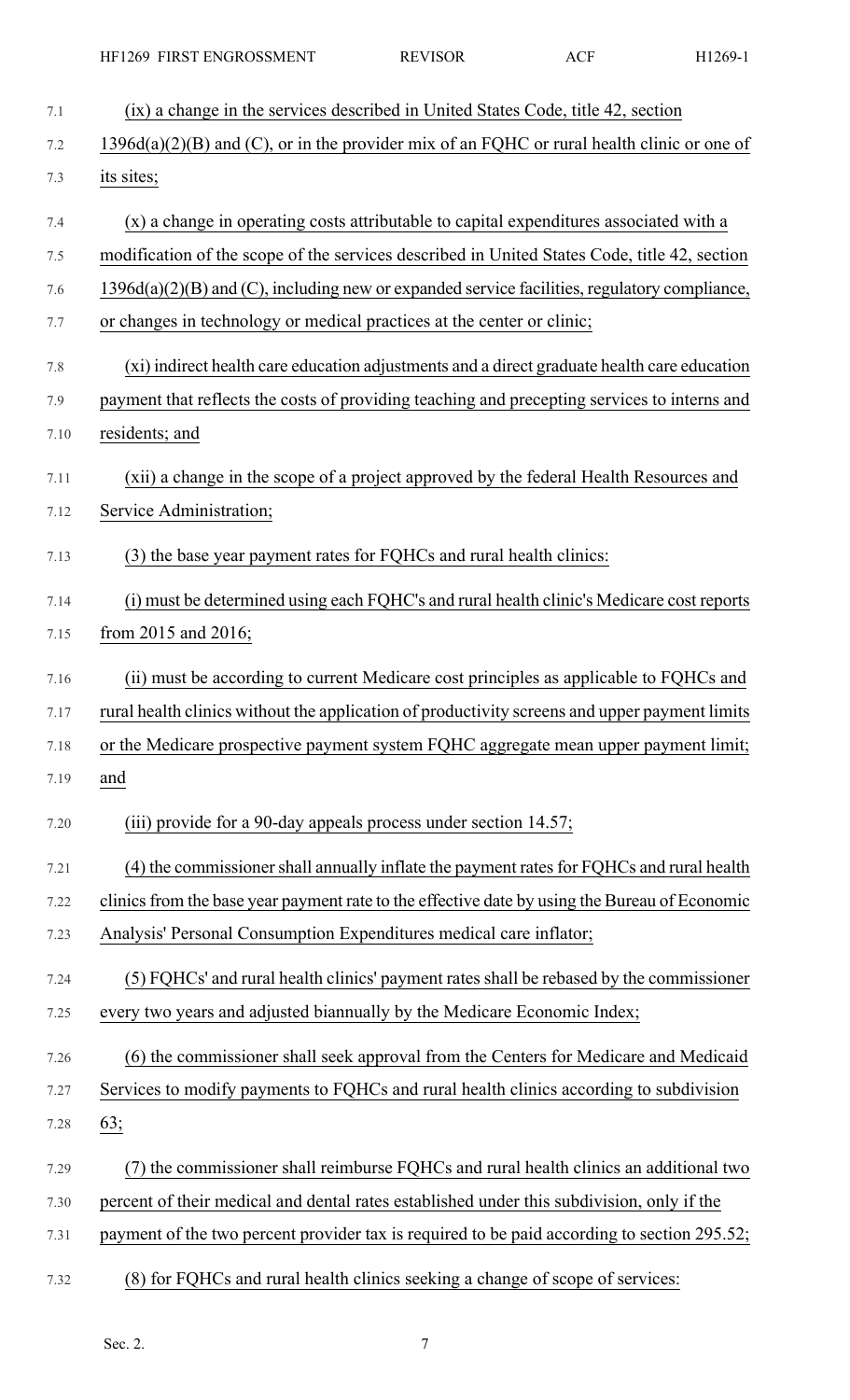(ix) a change in the services described in United States Code, title 42, section 1396d(a)(2)(B) and (C), or in the provider mix of an FQHC or rural health clinic or one of its sites;

(x) a change in operating costs attributable to capital expenditures associated with a modification of the scope of the services described in United States Code, title 42, section 1396d(a)(2)(B) and (C), including new or expanded service facilities, regulatory compliance, or changes in technology or medical practices at the center or clinic;

(xi) indirect health care education adjustments and a direct graduate health care education payment that reflects the costs of providing teaching and precepting services to interns and residents; and

(xii) a change in the scope of a project approved by the federal Health Resources and Service Administration;

(3) the base year payment rates for FQHCs and rural health clinics:

(i) must be determined using each FQHC's and rural health clinic's Medicare cost reports from 2015 and 2016;

(ii) must be according to current Medicare cost principles as applicable to FQHCs and rural health clinics without the application of productivity screens and upper payment limits or the Medicare prospective payment system FQHC aggregate mean upper payment limit; and

(iii) provide for a 90-day appeals process under section 14.57;

(4) the commissioner shall annually inflate the payment rates for FQHCs and rural health clinics from the base year payment rate to the effective date by using the Bureau of Economic Analysis' Personal Consumption Expenditures medical care inflator;

(5) FQHCs' and rural health clinics' payment rates shall be rebased by the commissioner every two years and adjusted biannually by the Medicare Economic Index;

(6) the commissioner shall seek approval from the Centers for Medicare and Medicaid Services to modify payments to FQHCs and rural health clinics according to subdivision 63;

(7) the commissioner shall reimburse FQHCs and rural health clinics an additional two percent of their medical and dental rates established under this subdivision, only if the payment of the two percent provider tax is required to be paid according to section 295.52;

(8) for FQHCs and rural health clinics seeking a change of scope of services: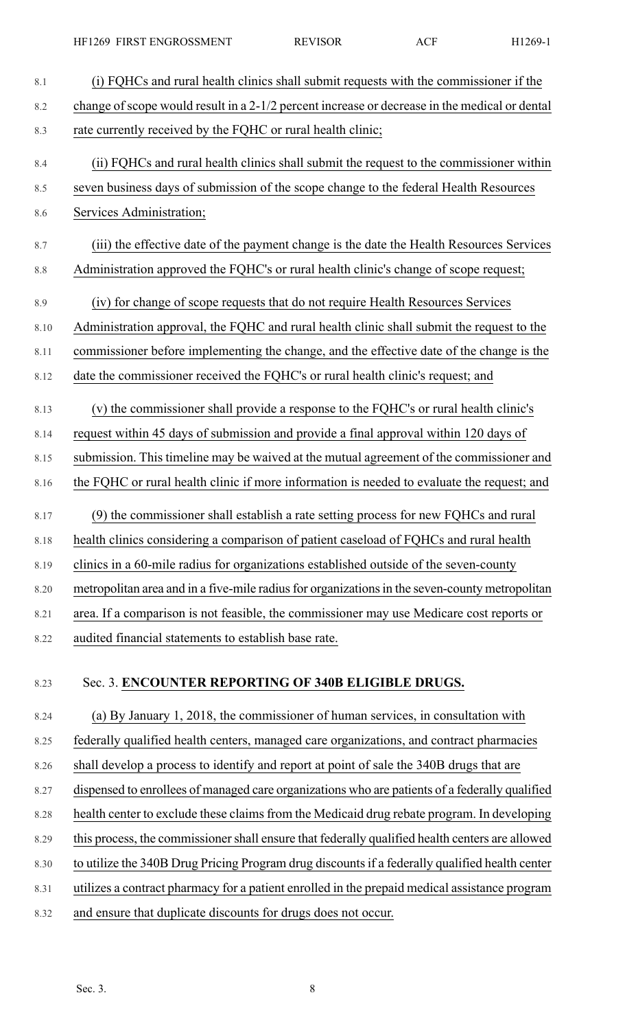(i) FQHCs and rural health clinics shall submit requests with the commissioner if the change of scope would result in a 2-1/2 percent increase or decrease in the medical or dental rate currently received by the FQHC or rural health clinic;

(ii) FQHCs and rural health clinics shall submit the request to the commissioner within seven business days of submission of the scope change to the federal Health Resources Services Administration;

(iii) the effective date of the payment change is the date the Health Resources Services Administration approved the FQHC's or rural health clinic's change of scope request;

(iv) for change of scope requests that do not require Health Resources Services Administration approval, the FQHC and rural health clinic shall submit the request to the commissioner before implementing the change, and the effective date of the change is the date the commissioner received the FQHC's or rural health clinic's request; and

(v) the commissioner shall provide a response to the FQHC's or rural health clinic's request within 45 days of submission and provide a final approval within 120 days of submission. This timeline may be waived at the mutual agreement of the commissioner and the FQHC or rural health clinic if more information is needed to evaluate the request; and

(9) the commissioner shall establish a rate setting process for new FQHCs and rural health clinics considering a comparison of patient caseload of FQHCs and rural health clinics in a 60-mile radius for organizations established outside of the seven-county metropolitan area and in a five-mile radius for organizations in the seven-county metropolitan area. If a comparison is not feasible, the commissioner may use Medicare cost reports or audited financial statements to establish base rate.

Sec. 3. **ENCOUNTER REPORTING OF 340B ELIGIBLE DRUGS.**

(a) By January 1, 2018, the commissioner of human services, in consultation with federally qualified health centers, managed care organizations, and contract pharmacies shall develop a process to identify and report at point of sale the 340B drugs that are dispensed to enrollees of managed care organizations who are patients of a federally qualified health center to exclude these claims from the Medicaid drug rebate program. In developing this process, the commissioner shall ensure that federally qualified health centers are allowed to utilize the 340B Drug Pricing Program drug discounts if a federally qualified health center utilizes a contract pharmacy for a patient enrolled in the prepaid medical assistance program and ensure that duplicate discounts for drugs does not occur.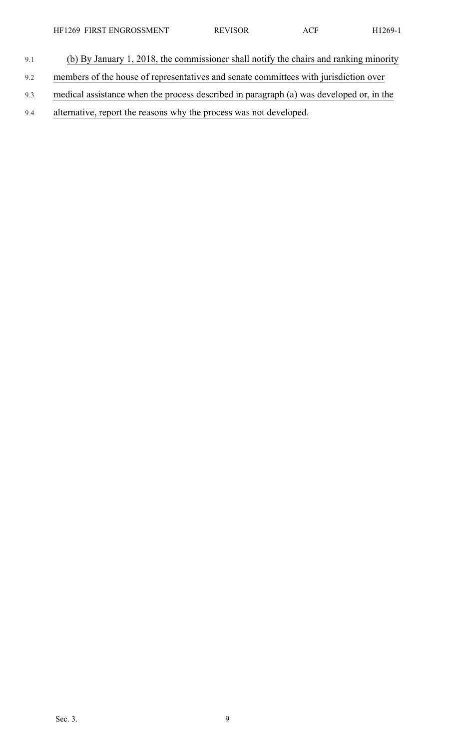(b) By January 1, 2018, the commissioner shall notify the chairs and ranking minority members of the house of representatives and senate committees with jurisdiction over medical assistance when the process described in paragraph (a) was developed or, in the alternative, report the reasons why the process was not developed.